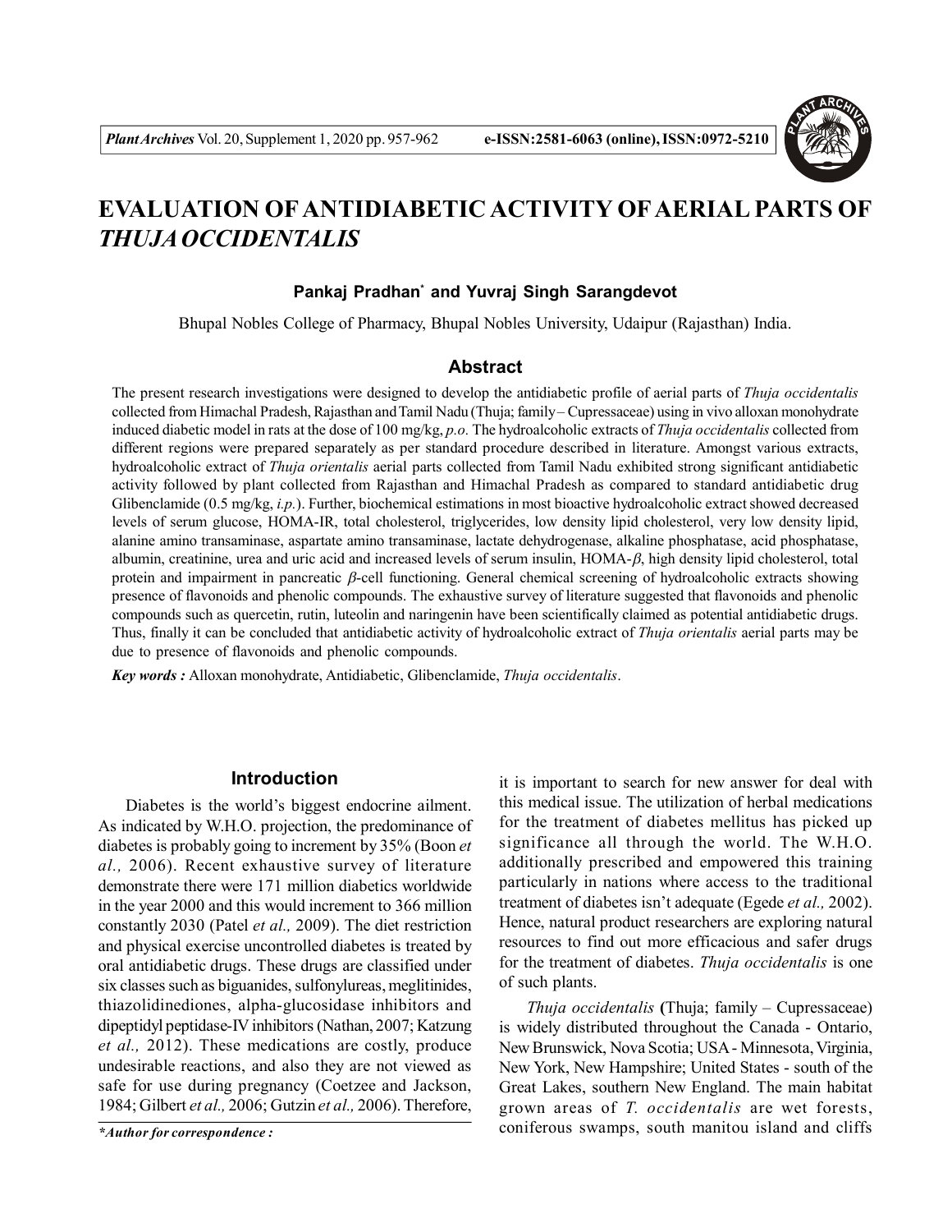# EVALUATION OF ANTIDIABETIC ACTIVITY OF AERIAL PARTS OF *THUJA OCCIDENTALIS*

**Pankaj Pradhan\* and Yuvraj Singh Sarangdevot**

Bhupal Nobles College of Pharmacy, Bhupal Nobles University, Udaipur (Rajasthan) India.

## Abstract

The present research investigations were designed to develop the antidiabetic profile of aerial parts of *Thuja occidentalis* collected from Himachal Pradesh, Rajasthan and Tamil Nadu (Thuja; family – Cupressaceae) using in vivo alloxan monohydrate induced diabetic model in rats at the dose of 100 mg/kg, *p.o.* The hydroalcoholic extracts of *Thuja occidentalis* collected from different regions were prepared separately as per standard procedure described in literature. Amongst various extracts, hydroalcoholic extract of *Thuja orientalis* aerial parts collected from Tamil Nadu exhibited strong significant antidiabetic activity followed by plant collected from Rajasthan and Himachal Pradesh as compared to standard antidiabetic drug Glibenclamide (0.5 mg/kg, *i.p.*). Further, biochemical estimations in most bioactive hydroalcoholic extract showed decreased levels of serum glucose, HOMA-IR, total cholesterol, triglycerides, low density lipid cholesterol, very low density lipid, alanine amino transaminase, aspartate amino transaminase, lactate dehydrogenase, alkaline phosphatase, acid phosphatase, albumin, creatinine, urea and uric acid and increased levels of serum insulin, HOMA-$\beta$, high density lipid cholesterol, total protein and impairment in pancreatic $\beta$-cell functioning. General chemical screening of hydroalcoholic extracts showing presence of flavonoids and phenolic compounds. The exhaustive survey of literature suggested that flavonoids and phenolic compounds such as quercetin, rutin, luteolin and naringenin have been scientifically claimed as potential antidiabetic drugs. Thus, finally it can be concluded that antidiabetic activity of hydroalcoholic extract of *Thuja orientalis* aerial parts may be due to presence of flavonoids and phenolic compounds.

***Key words :*** Alloxan monohydrate, Antidiabetic, Glibenclamide, *Thuja occidentalis*.

## Introduction

Diabetes is the world's biggest endocrine ailment. As indicated by W.H.O. projection, the predominance of diabetes is probably going to increment by 35% (Boon *et al.,* 2006). Recent exhaustive survey of literature demonstrate there were 171 million diabetics worldwide in the year 2000 and this would increment to 366 million constantly 2030 (Patel *et al.,* 2009). The diet restriction and physical exercise uncontrolled diabetes is treated by oral antidiabetic drugs. These drugs are classified under six classes such as biguanides, sulfonylureas, meglitinides, thiazolidinediones, alpha-glucosidase inhibitors and dipeptidyl peptidase-IV inhibitors (Nathan, 2007; Katzung *et al.,* 2012). These medications are costly, produce undesirable reactions, and also they are not viewed as safe for use during pregnancy (Coetzee and Jackson, 1984; Gilbert *et al.,* 2006; Gutzin *et al.,* 2006). Therefore, it is important to search for new answer for deal with this medical issue. The utilization of herbal medications for the treatment of diabetes mellitus has picked up significance all through the world. The W.H.O. additionally prescribed and empowered this training particularly in nations where access to the traditional treatment of diabetes isn't adequate (Egede *et al.,* 2002). Hence, natural product researchers are exploring natural resources to find out more efficacious and safer drugs for the treatment of diabetes. *Thuja occidentalis* is one of such plants.

*Thuja occidentalis* **(**Thuja; family – Cupressaceae) is widely distributed throughout the Canada - Ontario, New Brunswick, Nova Scotia; USA - Minnesota, Virginia, New York, New Hampshire; United States - south of the Great Lakes, southern New England. The main habitat grown areas of *T. occidentalis* are wet forests, coniferous swamps, south manitou island and cliffs

***\*Author for correspondence :***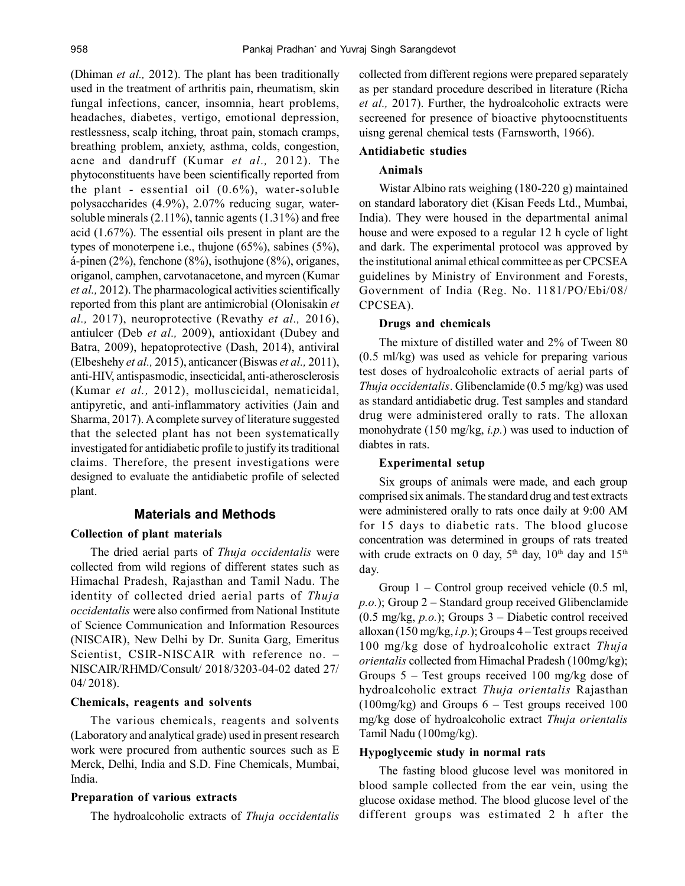(Dhiman *et al.,* 2012). The plant has been traditionally used in the treatment of arthritis pain, rheumatism, skin fungal infections, cancer, insomnia, heart problems, headaches, diabetes, vertigo, emotional depression, restlessness, scalp itching, throat pain, stomach cramps, breathing problem, anxiety, asthma, colds, congestion, acne and dandruff (Kumar *et al.,* 2012). The phytoconstituents have been scientifically reported from the plant - essential oil (0.6%), water-soluble polysaccharides (4.9%), 2.07% reducing sugar, water-soluble minerals (2.11%), tannic agents (1.31%) and free acid (1.67%). The essential oils present in plant are the types of monoterpene i.e., thujone (65%), sabines (5%), á-pinen (2%), fenchone (8%), isothujone (8%), origanes, origanol, camphen, carvotanacetone, and myrcen (Kumar *et al.,* 2012). The pharmacological activities scientifically reported from this plant are antimicrobial (Olonisakin *et al.,* 2017), neuroprotective (Revathy *et al.,* 2016), antiulcer (Deb *et al.,* 2009), antioxidant (Dubey and Batra, 2009), hepatoprotective (Dash, 2014), antiviral (Elbeshehy *et al.,* 2015), anticancer (Biswas *et al.,* 2011), anti-HIV, antispasmodic, insecticidal, anti-atherosclerosis (Kumar *et al.,* 2012), molluscicidal, nematicidal, antipyretic, and anti-inflammatory activities (Jain and Sharma, 2017). A complete survey of literature suggested that the selected plant has not been systematically investigated for antidiabetic profile to justify its traditional claims. Therefore, the present investigations were designed to evaluate the antidiabetic profile of selected plant.

## Materials and Methods

### Collection of plant materials

The dried aerial parts of *Thuja occidentalis* were collected from wild regions of different states such as Himachal Pradesh, Rajasthan and Tamil Nadu. The identity of collected dried aerial parts of *Thuja occidentalis* were also confirmed from National Institute of Science Communication and Information Resources (NISCAIR), New Delhi by Dr. Sunita Garg, Emeritus Scientist, CSIR-NISCAIR with reference no. – NISCAIR/RHMD/Consult/ 2018/3203-04-02 dated 27/ 04/ 2018).

### Chemicals, reagents and solvents

The various chemicals, reagents and solvents (Laboratory and analytical grade) used in present research work were procured from authentic sources such as E Merck, Delhi, India and S.D. Fine Chemicals, Mumbai, India.

### Preparation of various extracts

The hydroalcoholic extracts of *Thuja occidentalis* collected from different regions were prepared separately as per standard procedure described in literature (Richa *et al.,* 2017). Further, the hydroalcoholic extracts were secreened for presence of bioactive phytoocnstituents uisng gerenal chemical tests (Farnsworth, 1966).

### Antidiabetic studies

#### Animals

Wistar Albino rats weighing (180-220 g) maintained on standard laboratory diet (Kisan Feeds Ltd., Mumbai, India). They were housed in the departmental animal house and were exposed to a regular 12 h cycle of light and dark. The experimental protocol was approved by the institutional animal ethical committee as per CPCSEA guidelines by Ministry of Environment and Forests, Government of India (Reg. No. 1181/PO/Ebi/08/ CPCSEA).

#### Drugs and chemicals

The mixture of distilled water and 2% of Tween 80 (0.5 ml/kg) was used as vehicle for preparing various test doses of hydroalcoholic extracts of aerial parts of *Thuja occidentalis*. Glibenclamide (0.5 mg/kg) was used as standard antidiabetic drug. Test samples and standard drug were administered orally to rats. The alloxan monohydrate (150 mg/kg, *i.p.*) was used to induction of diabtes in rats.

#### Experimental setup

Six groups of animals were made, and each group comprised six animals. The standard drug and test extracts were administered orally to rats once daily at 9:00 AM for 15 days to diabetic rats. The blood glucose concentration was determined in groups of rats treated with crude extracts on 0 day, 5th day, 10th day and 15th day.

Group 1 – Control group received vehicle (0.5 ml, *p.o.*); Group 2 – Standard group received Glibenclamide (0.5 mg/kg, *p.o.*); Groups 3 – Diabetic control received alloxan (150 mg/kg, *i.p.*); Groups 4 – Test groups received 100 mg/kg dose of hydroalcoholic extract *Thuja orientalis* collected from Himachal Pradesh (100mg/kg); Groups 5 – Test groups received 100 mg/kg dose of hydroalcoholic extract *Thuja orientalis* Rajasthan (100mg/kg) and Groups 6 – Test groups received 100 mg/kg dose of hydroalcoholic extract *Thuja orientalis* Tamil Nadu (100mg/kg).

### Hypoglycemic study in normal rats

The fasting blood glucose level was monitored in blood sample collected from the ear vein, using the glucose oxidase method. The blood glucose level of the different groups was estimated 2 h after the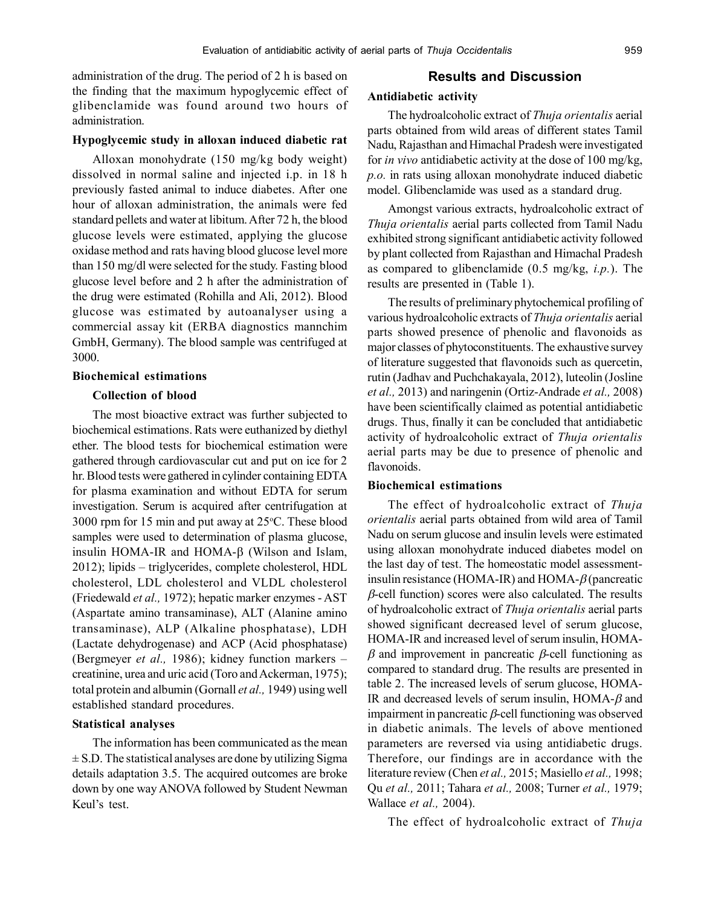administration of the drug. The period of 2 h is based on the finding that the maximum hypoglycemic effect of glibenclamide was found around two hours of administration.

### Hypoglycemic study in alloxan induced diabetic rat

Alloxan monohydrate (150 mg/kg body weight) dissolved in normal saline and injected i.p. in 18 h previously fasted animal to induce diabetes. After one hour of alloxan administration, the animals were fed standard pellets and water at libitum. After 72 h, the blood glucose levels were estimated, applying the glucose oxidase method and rats having blood glucose level more than 150 mg/dl were selected for the study. Fasting blood glucose level before and 2 h after the administration of the drug were estimated (Rohilla and Ali, 2012). Blood glucose was estimated by autoanalyser using a commercial assay kit (ERBA diagnostics mannchim GmbH, Germany). The blood sample was centrifuged at 3000.

### Biochemical estimations

#### Collection of blood

The most bioactive extract was further subjected to biochemical estimations. Rats were euthanized by diethyl ether. The blood tests for biochemical estimation were gathered through cardiovascular cut and put on ice for 2 hr. Blood tests were gathered in cylinder containing EDTA for plasma examination and without EDTA for serum investigation. Serum is acquired after centrifugation at 3000 rpm for 15 min and put away at 25°C. These blood samples were used to determination of plasma glucose, insulin HOMA-IR and HOMA-β (Wilson and Islam, 2012); lipids – triglycerides, complete cholesterol, HDL cholesterol, LDL cholesterol and VLDL cholesterol (Friedewald *et al.,* 1972); hepatic marker enzymes - AST (Aspartate amino transaminase), ALT (Alanine amino transaminase), ALP (Alkaline phosphatase), LDH (Lactate dehydrogenase) and ACP (Acid phosphatase) (Bergmeyer *et al.,* 1986); kidney function markers – creatinine, urea and uric acid (Toro and Ackerman, 1975); total protein and albumin (Gornall *et al.,* 1949) using well established standard procedures.

### Statistical analyses

The information has been communicated as the mean ± S.D. The statistical analyses are done by utilizing Sigma details adaptation 3.5. The acquired outcomes are broke down by one way ANOVA followed by Student Newman Keul's test.

## Results and Discussion

### Antidiabetic activity

The hydroalcoholic extract of *Thuja orientalis* aerial parts obtained from wild areas of different states Tamil Nadu, Rajasthan and Himachal Pradesh were investigated for *in vivo* antidiabetic activity at the dose of 100 mg/kg, *p.o.* in rats using alloxan monohydrate induced diabetic model. Glibenclamide was used as a standard drug.

Amongst various extracts, hydroalcoholic extract of *Thuja orientalis* aerial parts collected from Tamil Nadu exhibited strong significant antidiabetic activity followed by plant collected from Rajasthan and Himachal Pradesh as compared to glibenclamide (0.5 mg/kg, *i.p.*). The results are presented in (Table 1).

The results of preliminary phytochemical profiling of various hydroalcoholic extracts of *Thuja orientalis* aerial parts showed presence of phenolic and flavonoids as major classes of phytoconstituents. The exhaustive survey of literature suggested that flavonoids such as quercetin, rutin (Jadhav and Puchchakayala, 2012), luteolin (Josline *et al.,* 2013) and naringenin (Ortiz-Andrade *et al.,* 2008) have been scientifically claimed as potential antidiabetic drugs. Thus, finally it can be concluded that antidiabetic activity of hydroalcoholic extract of *Thuja orientalis* aerial parts may be due to presence of phenolic and flavonoids.

### Biochemical estimations

The effect of hydroalcoholic extract of *Thuja orientalis* aerial parts obtained from wild area of Tamil Nadu on serum glucose and insulin levels were estimated using alloxan monohydrate induced diabetes model on the last day of test. The homeostatic model assessment-insulin resistance (HOMA-IR) and HOMA-$\beta$ (pancreatic $\beta$-cell function) scores were also calculated. The results of hydroalcoholic extract of *Thuja orientalis* aerial parts showed significant decreased level of serum glucose, HOMA-IR and increased level of serum insulin, HOMA-$\beta$ and improvement in pancreatic $\beta$-cell functioning as compared to standard drug. The results are presented in table 2. The increased levels of serum glucose, HOMA-IR and decreased levels of serum insulin, HOMA-$\beta$ and impairment in pancreatic $\beta$-cell functioning was observed in diabetic animals. The levels of above mentioned parameters are reversed via using antidiabetic drugs. Therefore, our findings are in accordance with the literature review (Chen *et al.,* 2015; Masiello *et al.,* 1998; Qu *et al.,* 2011; Tahara *et al.,* 2008; Turner *et al.,* 1979; Wallace *et al.,* 2004).

The effect of hydroalcoholic extract of *Thuja*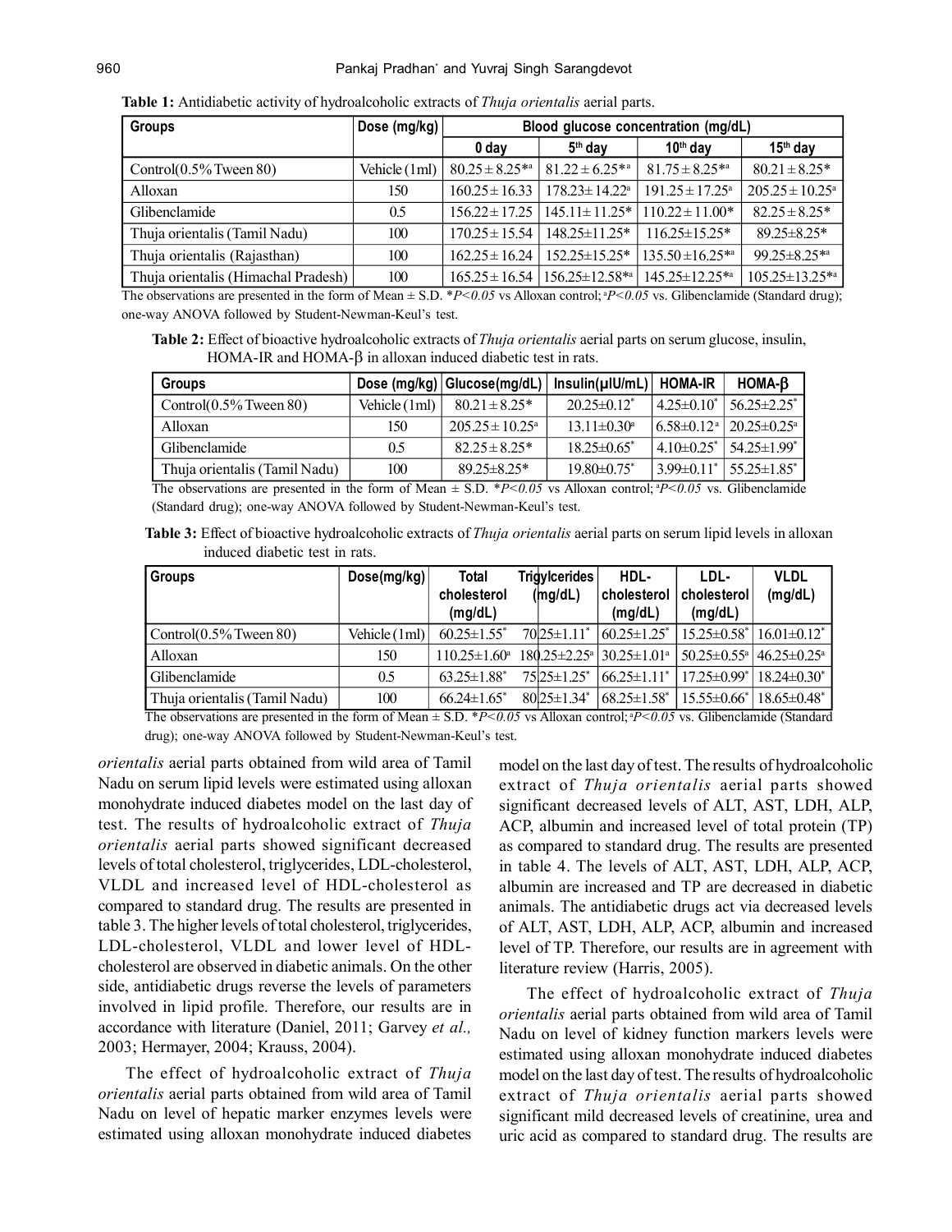**Table 1:** Antidiabetic activity of hydroalcoholic extracts of *Thuja orientalis* aerial parts.

| Groups | Dose (mg/kg) | Blood glucose concentration (mg/dL) | | | |
|---|---|---|---|---|---|
| | | 0 day | 5th day | 10th day | 15th day |
| Control(0.5% Tween 80) | Vehicle (1ml) | 80.25 ± 8.25*a | 81.22 ± 6.25*a | 81.75 ± 8.25*a | 80.21 ± 8.25* |
| Alloxan | 150 | 160.25 ± 16.33 | 178.23± 14.22a | 191.25 ± 17.25a | 205.25 ± 10.25a |
| Glibenclamide | 0.5 | 156.22 ± 17.25 | 145.11± 11.25* | 110.22 ± 11.00* | 82.25 ± 8.25* |
| Thuja orientalis (Tamil Nadu) | 100 | 170.25 ± 15.54 | 148.25±11.25* | 116.25±15.25* | 89.25±8.25* |
| Thuja orientalis (Rajasthan) | 100 | 162.25 ± 16.24 | 152.25±15.25* | 135.50 ±16.25*a | 99.25±8.25*a |
| Thuja orientalis (Himachal Pradesh) | 100 | 165.25 ± 16.54 | 156.25±12.58*a | 145.25±12.25*a | 105.25±13.25*a |

The observations are presented in the form of Mean ± S.D. *$P<0.05$ vs Alloxan control; a$P<0.05$ vs. Glibenclamide (Standard drug); one-way ANOVA followed by Student-Newman-Keul's test.

**Table 2:** Effect of bioactive hydroalcoholic extracts of *Thuja orientalis* aerial parts on serum glucose, insulin, HOMA-IR and HOMA-β in alloxan induced diabetic test in rats.

| Groups | Dose (mg/kg) | Glucose(mg/dL) | Insulin(μIU/mL) | HOMA-IR | HOMA-β |
|---|---|---|---|---|---|
| Control(0.5% Tween 80) | Vehicle (1ml) | 80.21 ± 8.25* | 20.25±0.12* | 4.25±0.10* | 56.25±2.25* |
| Alloxan | 150 | 205.25 ± 10.25a | 13.11±0.30a | 6.58±0.12a | 20.25±0.25a |
| Glibenclamide | 0.5 | 82.25 ± 8.25* | 18.25±0.65* | 4.10±0.25* | 54.25±1.99* |
| Thuja orientalis (Tamil Nadu) | 100 | 89.25±8.25* | 19.80±0.75* | 3.99±0.11* | 55.25±1.85* |

The observations are presented in the form of Mean ± S.D. *$P<0.05$ vs Alloxan control; a$P<0.05$ vs. Glibenclamide (Standard drug); one-way ANOVA followed by Student-Newman-Keul's test.

**Table 3:** Effect of bioactive hydroalcoholic extracts of *Thuja orientalis* aerial parts on serum lipid levels in alloxan induced diabetic test in rats.

| Groups | Dose(mg/kg) | Total cholesterol (mg/dL) | Triglycerides (mg/dL) | HDL-cholesterol (mg/dL) | LDL-cholesterol (mg/dL) | VLDL (mg/dL) |
|---|---|---|---|---|---|---|
| Control(0.5% Tween 80) | Vehicle (1ml) | 60.25±1.55* | 70.25±1.11* | 60.25±1.25* | 15.25±0.58* | 16.01±0.12* |
| Alloxan | 150 | 110.25±1.60a | 180.25±2.25a | 30.25±1.01a | 50.25±0.55a | 46.25±0.25a |
| Glibenclamide | 0.5 | 63.25±1.88* | 75.25±1.25* | 66.25±1.11* | 17.25±0.99* | 18.24±0.30* |
| Thuja orientalis (Tamil Nadu) | 100 | 66.24±1.65* | 80.25±1.34* | 68.25±1.58* | 15.55±0.66* | 18.65±0.48* |

The observations are presented in the form of Mean ± S.D. *$P<0.05$ vs Alloxan control; a$P<0.05$ vs. Glibenclamide (Standard drug); one-way ANOVA followed by Student-Newman-Keul's test.

*orientalis* aerial parts obtained from wild area of Tamil Nadu on serum lipid levels were estimated using alloxan monohydrate induced diabetes model on the last day of test. The results of hydroalcoholic extract of *Thuja orientalis* aerial parts showed significant decreased levels of total cholesterol, triglycerides, LDL-cholesterol, VLDL and increased level of HDL-cholesterol as compared to standard drug. The results are presented in table 3. The higher levels of total cholesterol, triglycerides, LDL-cholesterol, VLDL and lower level of HDL-cholesterol are observed in diabetic animals. On the other side, antidiabetic drugs reverse the levels of parameters involved in lipid profile. Therefore, our results are in accordance with literature (Daniel, 2011; Garvey *et al.,* 2003; Hermayer, 2004; Krauss, 2004).

The effect of hydroalcoholic extract of *Thuja orientalis* aerial parts obtained from wild area of Tamil Nadu on level of hepatic marker enzymes levels were estimated using alloxan monohydrate induced diabetes model on the last day of test. The results of hydroalcoholic extract of *Thuja orientalis* aerial parts showed significant decreased levels of ALT, AST, LDH, ALP, ACP, albumin and increased level of total protein (TP) as compared to standard drug. The results are presented in table 4. The levels of ALT, AST, LDH, ALP, ACP, albumin are increased and TP are decreased in diabetic animals. The antidiabetic drugs act via decreased levels of ALT, AST, LDH, ALP, ACP, albumin and increased level of TP. Therefore, our results are in agreement with literature review (Harris, 2005).

The effect of hydroalcoholic extract of *Thuja orientalis* aerial parts obtained from wild area of Tamil Nadu on level of kidney function markers levels were estimated using alloxan monohydrate induced diabetes model on the last day of test. The results of hydroalcoholic extract of *Thuja orientalis* aerial parts showed significant mild decreased levels of creatinine, urea and uric acid as compared to standard drug. The results are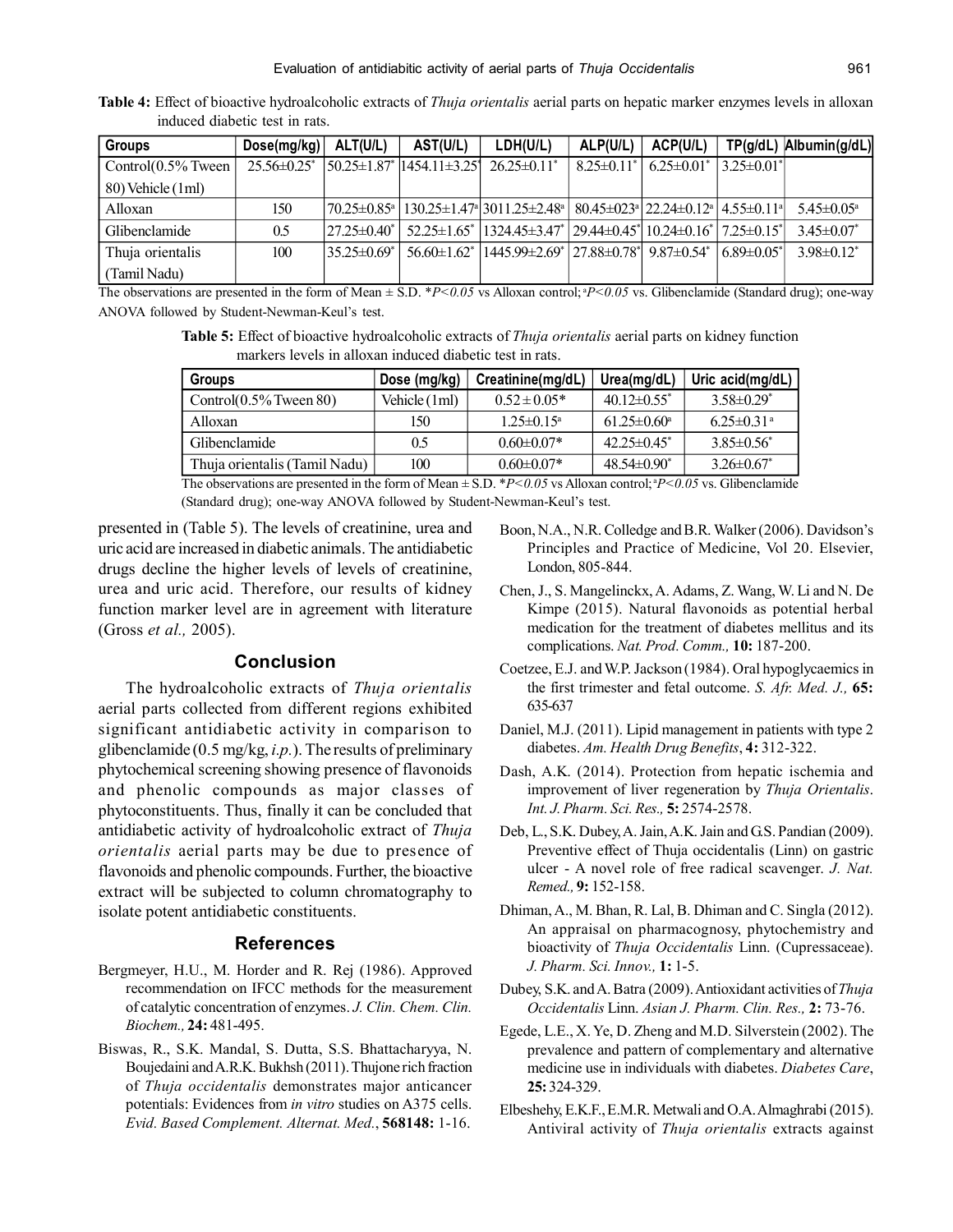**Table 4:** Effect of bioactive hydroalcoholic extracts of *Thuja orientalis* aerial parts on hepatic marker enzymes levels in alloxan induced diabetic test in rats.

| Groups | Dose(mg/kg) | ALT(U/L) | AST(U/L) | LDH(U/L) | ALP(U/L) | ACP(U/L) | TP(g/dL) | Albumin(g/dL) |
|---|---|---|---|---|---|---|---|---|
| Control(0.5% Tween 80) Vehicle (1ml) | 25.56±0.25* | 50.25±1.87* | 1454.11±3.25* | 26.25±0.11* | 8.25±0.11* | 6.25±0.01* | 3.25±0.01* | |
| Alloxan | 150 | 70.25±0.85[a] | 130.25±1.47[a] | 3011.25±2.48[a] | 80.45±023[a] | 22.24±0.12[a] | 4.55±0.11[a] | 5.45±0.05[a] |
| Glibenclamide | 0.5 | 27.25±0.40* | 52.25±1.65* | 1324.45±3.47* | 29.44±0.45* | 10.24±0.16* | 7.25±0.15* | 3.45±0.07* |
| Thuja orientalis (Tamil Nadu) | 100 | 35.25±0.69* | 56.60±1.62* | 1445.99±2.69* | 27.88±0.78* | 9.87±0.54* | 6.89±0.05* | 3.98±0.12* |

The observations are presented in the form of Mean ± S.D. \*$P<0.05$ vs Alloxan control; [a]$P<0.05$ vs. Glibenclamide (Standard drug); one-way ANOVA followed by Student-Newman-Keul's test.

**Table 5:** Effect of bioactive hydroalcoholic extracts of *Thuja orientalis* aerial parts on kidney function markers levels in alloxan induced diabetic test in rats.

| Groups | Dose (mg/kg) | Creatinine(mg/dL) | Urea(mg/dL) | Uric acid(mg/dL) |
|---|---|---|---|---|
| Control(0.5% Tween 80) | Vehicle (1ml) | 0.52 ± 0.05* | 40.12±0.55* | 3.58±0.29* |
| Alloxan | 150 | 1.25±0.15[a] | 61.25±0.60[a] | 6.25±0.31[a] |
| Glibenclamide | 0.5 | 0.60±0.07* | 42.25±0.45* | 3.85±0.56* |
| Thuja orientalis (Tamil Nadu) | 100 | 0.60±0.07* | 48.54±0.90* | 3.26±0.67* |

The observations are presented in the form of Mean ± S.D. \*$P<0.05$ vs Alloxan control; [a]$P<0.05$ vs. Glibenclamide (Standard drug); one-way ANOVA followed by Student-Newman-Keul's test.

presented in (Table 5). The levels of creatinine, urea and uric acid are increased in diabetic animals. The antidiabetic drugs decline the higher levels of levels of creatinine, urea and uric acid. Therefore, our results of kidney function marker level are in agreement with literature (Gross *et al.,* 2005).

## Conclusion

The hydroalcoholic extracts of *Thuja orientalis* aerial parts collected from different regions exhibited significant antidiabetic activity in comparison to glibenclamide (0.5 mg/kg, *i.p.*). The results of preliminary phytochemical screening showing presence of flavonoids and phenolic compounds as major classes of phytoconstituents. Thus, finally it can be concluded that antidiabetic activity of hydroalcoholic extract of *Thuja orientalis* aerial parts may be due to presence of flavonoids and phenolic compounds. Further, the bioactive extract will be subjected to column chromatography to isolate potent antidiabetic constituents.

## References

Bergmeyer, H.U., M. Horder and R. Rej (1986). Approved recommendation on IFCC methods for the measurement of catalytic concentration of enzymes. *J. Clin. Chem. Clin. Biochem.,* **24:** 481-495.

Biswas, R., S.K. Mandal, S. Dutta, S.S. Bhattacharyya, N. Boujedaini and A.R.K. Bukhsh (2011). Thujone rich fraction of *Thuja occidentalis* demonstrates major anticancer potentials: Evidences from *in vitro* studies on A375 cells. *Evid. Based Complement. Alternat. Med.*, **568148:** 1-16.

Boon, N.A., N.R. Colledge and B.R. Walker (2006). Davidson's Principles and Practice of Medicine, Vol 20. Elsevier, London, 805-844.

Chen, J., S. Mangelinckx, A. Adams, Z. Wang, W. Li and N. De Kimpe (2015). Natural flavonoids as potential herbal medication for the treatment of diabetes mellitus and its complications. *Nat. Prod. Comm.,* **10:** 187-200.

Coetzee, E.J. and W.P. Jackson (1984). Oral hypoglycaemics in the first trimester and fetal outcome. *S. Afr. Med. J.,* **65:** 635-637

Daniel, M.J. (2011). Lipid management in patients with type 2 diabetes. *Am. Health Drug Benefits*, **4:** 312-322.

Dash, A.K. (2014). Protection from hepatic ischemia and improvement of liver regeneration by *Thuja Orientalis*. *Int. J. Pharm. Sci. Res.,* **5:** 2574-2578.

Deb, L., S.K. Dubey, A. Jain, A.K. Jain and G.S. Pandian (2009). Preventive effect of Thuja occidentalis (Linn) on gastric ulcer - A novel role of free radical scavenger. *J. Nat. Remed.,* **9:** 152-158.

Dhiman, A., M. Bhan, R. Lal, B. Dhiman and C. Singla (2012). An appraisal on pharmacognosy, phytochemistry and bioactivity of *Thuja Occidentalis* Linn. (Cupressaceae). *J. Pharm. Sci. Innov.,* **1:** 1-5.

Dubey, S.K. and A. Batra (2009). Antioxidant activities of *Thuja Occidentalis* Linn. *Asian J. Pharm. Clin. Res.,* **2:** 73-76.

Egede, L.E., X. Ye, D. Zheng and M.D. Silverstein (2002). The prevalence and pattern of complementary and alternative medicine use in individuals with diabetes. *Diabetes Care*, **25:** 324-329.

Elbeshehy, E.K.F., E.M.R. Metwali and O.A. Almaghrabi (2015). Antiviral activity of *Thuja orientalis* extracts against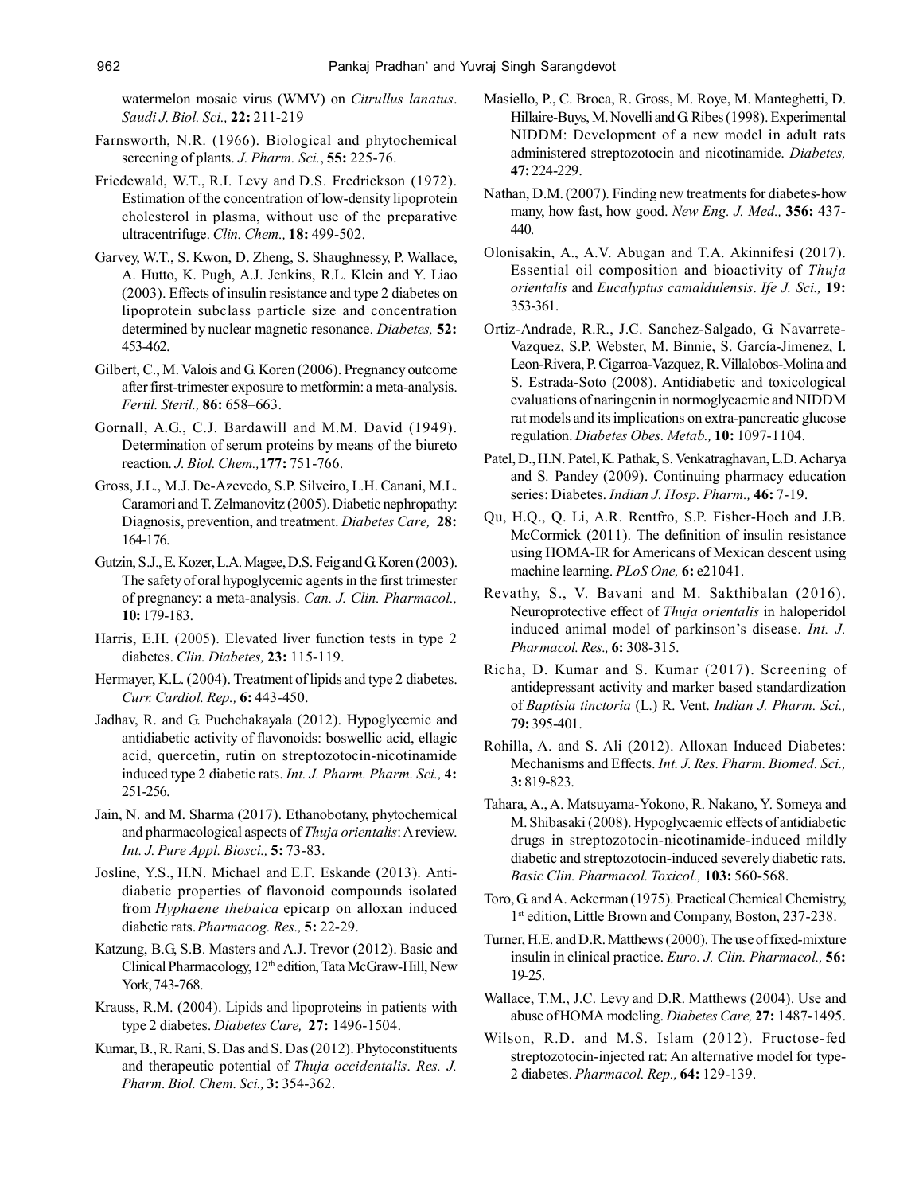watermelon mosaic virus (WMV) on *Citrullus lanatus*. *Saudi J. Biol. Sci.,* **22:** 211-219

Farnsworth, N.R. (1966). Biological and phytochemical screening of plants. *J. Pharm. Sci.*, **55:** 225-76.

Friedewald, W.T., R.I. Levy and D.S. Fredrickson (1972). Estimation of the concentration of low-density lipoprotein cholesterol in plasma, without use of the preparative ultracentrifuge. *Clin. Chem.,* **18:** 499-502.

Garvey, W.T., S. Kwon, D. Zheng, S. Shaughnessy, P. Wallace, A. Hutto, K. Pugh, A.J. Jenkins, R.L. Klein and Y. Liao (2003). Effects of insulin resistance and type 2 diabetes on lipoprotein subclass particle size and concentration determined by nuclear magnetic resonance. *Diabetes,* **52:** 453-462.

Gilbert, C., M. Valois and G. Koren (2006). Pregnancy outcome after first-trimester exposure to metformin: a meta-analysis. *Fertil. Steril.,* **86:** 658–663.

Gornall, A.G., C.J. Bardawill and M.M. David (1949). Determination of serum proteins by means of the biureto reaction. *J. Biol. Chem.,***177:** 751-766.

Gross, J.L., M.J. De-Azevedo, S.P. Silveiro, L.H. Canani, M.L. Caramori and T. Zelmanovitz (2005). Diabetic nephropathy: Diagnosis, prevention, and treatment. *Diabetes Care,* **28:** 164-176.

Gutzin, S.J., E. Kozer, L.A. Magee, D.S. Feig and G. Koren (2003). The safety of oral hypoglycemic agents in the first trimester of pregnancy: a meta-analysis. *Can. J. Clin. Pharmacol.,* **10:** 179-183.

Harris, E.H. (2005). Elevated liver function tests in type 2 diabetes. *Clin. Diabetes,* **23:** 115-119.

Hermayer, K.L. (2004). Treatment of lipids and type 2 diabetes. *Curr. Cardiol. Rep.,* **6:** 443-450.

Jadhav, R. and G. Puchchakayala (2012). Hypoglycemic and antidiabetic activity of flavonoids: boswellic acid, ellagic acid, quercetin, rutin on streptozotocin-nicotinamide induced type 2 diabetic rats. *Int. J. Pharm. Pharm. Sci.,* **4:** 251-256.

Jain, N. and M. Sharma (2017). Ethanobotany, phytochemical and pharmacological aspects of *Thuja orientalis*: A review. *Int. J. Pure Appl. Biosci.,* **5:** 73-83.

Josline, Y.S., H.N. Michael and E.F. Eskande (2013). Anti-diabetic properties of flavonoid compounds isolated from *Hyphaene thebaica* epicarp on alloxan induced diabetic rats. *Pharmacog. Res.,* **5:** 22-29.

Katzung, B.G, S.B. Masters and A.J. Trevor (2012). Basic and Clinical Pharmacology, 12th edition, Tata McGraw-Hill, New York, 743-768.

Krauss, R.M. (2004). Lipids and lipoproteins in patients with type 2 diabetes. *Diabetes Care,* **27:** 1496-1504.

Kumar, B., R. Rani, S. Das and S. Das (2012). Phytoconstituents and therapeutic potential of *Thuja occidentalis*. *Res. J. Pharm. Biol. Chem. Sci.,* **3:** 354-362.

Masiello, P., C. Broca, R. Gross, M. Roye, M. Manteghetti, D. Hillaire-Buys, M. Novelli and G. Ribes (1998). Experimental NIDDM: Development of a new model in adult rats administered streptozotocin and nicotinamide. *Diabetes,* **47:** 224-229.

Nathan, D.M. (2007). Finding new treatments for diabetes-how many, how fast, how good. *New Eng. J. Med.,* **356:** 437-440.

Olonisakin, A., A.V. Abugan and T.A. Akinnifesi (2017). Essential oil composition and bioactivity of *Thuja orientalis* and *Eucalyptus camaldulensis*. *Ife J. Sci.,* **19:** 353-361.

Ortiz-Andrade, R.R., J.C. Sanchez-Salgado, G. Navarrete-Vazquez, S.P. Webster, M. Binnie, S. García-Jimenez, I. Leon-Rivera, P. Cigarroa-Vazquez, R. Villalobos-Molina and S. Estrada-Soto (2008). Antidiabetic and toxicological evaluations of naringenin in normoglycaemic and NIDDM rat models and its implications on extra-pancreatic glucose regulation. *Diabetes Obes. Metab.,* **10:** 1097-1104.

Patel, D., H.N. Patel, K. Pathak, S. Venkatraghavan, L.D. Acharya and S. Pandey (2009). Continuing pharmacy education series: Diabetes. *Indian J. Hosp. Pharm.,* **46:** 7-19.

Qu, H.Q., Q. Li, A.R. Rentfro, S.P. Fisher-Hoch and J.B. McCormick (2011). The definition of insulin resistance using HOMA-IR for Americans of Mexican descent using machine learning. *PLoS One,* **6:** e21041.

Revathy, S., V. Bavani and M. Sakthibalan (2016). Neuroprotective effect of *Thuja orientalis* in haloperidol induced animal model of parkinson's disease. *Int. J. Pharmacol. Res.,* **6:** 308-315.

Richa, D. Kumar and S. Kumar (2017). Screening of antidepressant activity and marker based standardization of *Baptisia tinctoria* (L.) R. Vent. *Indian J. Pharm. Sci.,* **79:** 395-401.

Rohilla, A. and S. Ali (2012). Alloxan Induced Diabetes: Mechanisms and Effects. *Int. J. Res. Pharm. Biomed. Sci.,* **3:** 819-823.

Tahara, A., A. Matsuyama-Yokono, R. Nakano, Y. Someya and M. Shibasaki (2008). Hypoglycaemic effects of antidiabetic drugs in streptozotocin-nicotinamide-induced mildly diabetic and streptozotocin-induced severely diabetic rats. *Basic Clin. Pharmacol. Toxicol.,* **103:** 560-568.

Toro, G. and A. Ackerman (1975). Practical Chemical Chemistry, 1st edition, Little Brown and Company, Boston, 237-238.

Turner, H.E. and D.R. Matthews (2000). The use of fixed-mixture insulin in clinical practice. *Euro. J. Clin. Pharmacol.,* **56:** 19-25.

Wallace, T.M., J.C. Levy and D.R. Matthews (2004). Use and abuse of HOMA modeling. *Diabetes Care,* **27:** 1487-1495.

Wilson, R.D. and M.S. Islam (2012). Fructose-fed streptozotocin-injected rat: An alternative model for type-2 diabetes. *Pharmacol. Rep.,* **64:** 129-139.